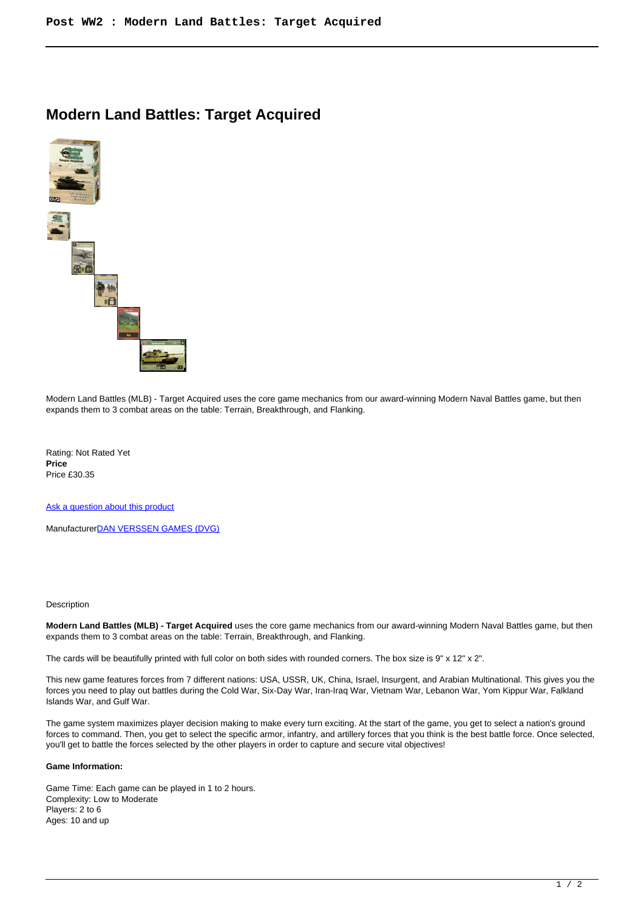# Modern Land Battles: Target Acquired

Modern Land Battles (MLB) - Target Acquired uses the core game mechanics from our award-winning Modern Naval Battles game, but then expands them to 3 combat areas on the table: Terrain, Breakthrough, and Flanking.

Rating: Not Rated Yet
**Price**
Price £30.35

Ask a question about this product

ManufacturerDAN VERSSEN GAMES (DVG)

Description

**Modern Land Battles (MLB) - Target Acquired** uses the core game mechanics from our award-winning Modern Naval Battles game, but then expands them to 3 combat areas on the table: Terrain, Breakthrough, and Flanking.

The cards will be beautifully printed with full color on both sides with rounded corners. The box size is 9" x 12" x 2".

This new game features forces from 7 different nations: USA, USSR, UK, China, Israel, Insurgent, and Arabian Multinational. This gives you the forces you need to play out battles during the Cold War, Six-Day War, Iran-Iraq War, Vietnam War, Lebanon War, Yom Kippur War, Falkland Islands War, and Gulf War.

The game system maximizes player decision making to make every turn exciting. At the start of the game, you get to select a nation's ground forces to command. Then, you get to select the specific armor, infantry, and artillery forces that you think is the best battle force. Once selected, you'll get to battle the forces selected by the other players in order to capture and secure vital objectives!

**Game Information:**

Game Time: Each game can be played in 1 to 2 hours.
Complexity: Low to Moderate
Players: 2 to 6
Ages: 10 and up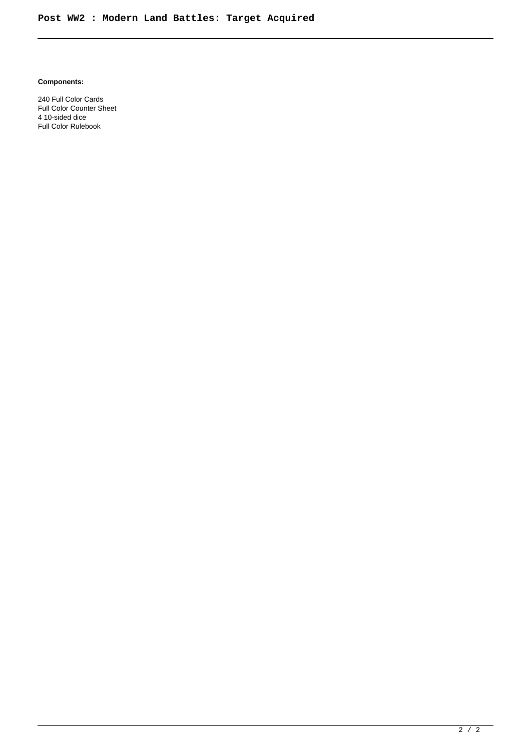**Components:**

240 Full Color Cards
Full Color Counter Sheet
4 10-sided dice
Full Color Rulebook